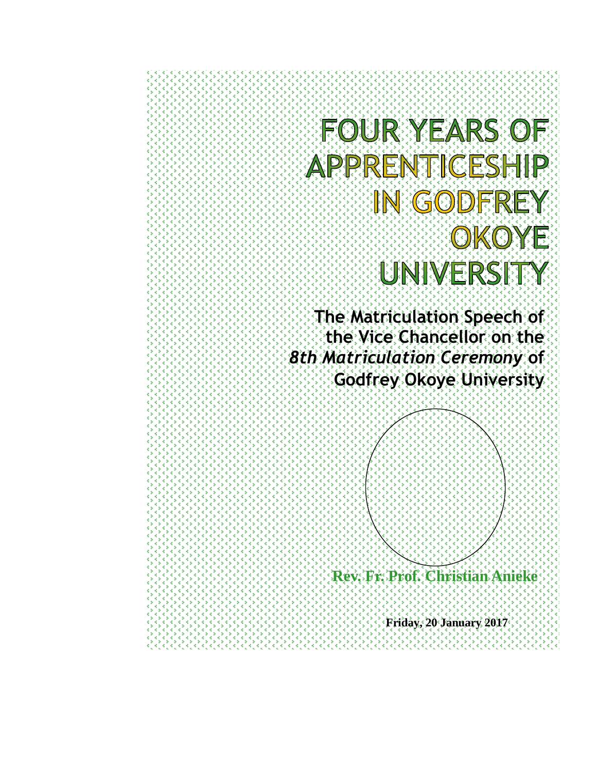# FOUR YEARS OF APPRENTICESHIP IN GODFREY OKOYE UNIVERSITY

## The Matriculation Speech of the Vice Chancellor on the *8th Matriculation Ceremony* of Godfrey Okoye University

**Rev. Fr. Prof. Christian Anieke**

**Friday, 20 January 2017**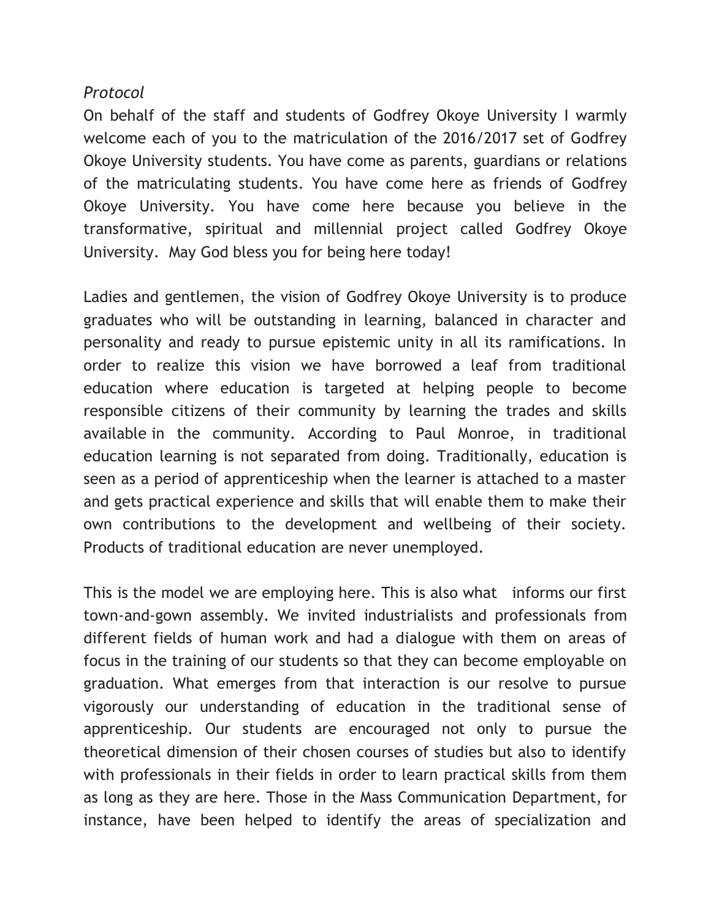*Protocol*

On behalf of the staff and students of Godfrey Okoye University I warmly welcome each of you to the matriculation of the 2016/2017 set of Godfrey Okoye University students. You have come as parents, guardians or relations of the matriculating students. You have come here as friends of Godfrey Okoye University. You have come here because you believe in the transformative, spiritual and millennial project called Godfrey Okoye University. May God bless you for being here today!

Ladies and gentlemen, the vision of Godfrey Okoye University is to produce graduates who will be outstanding in learning, balanced in character and personality and ready to pursue epistemic unity in all its ramifications. In order to realize this vision we have borrowed a leaf from traditional education where education is targeted at helping people to become responsible citizens of their community by learning the trades and skills available in the community. According to Paul Monroe, in traditional education learning is not separated from doing. Traditionally, education is seen as a period of apprenticeship when the learner is attached to a master and gets practical experience and skills that will enable them to make their own contributions to the development and wellbeing of their society. Products of traditional education are never unemployed.

This is the model we are employing here. This is also what informs our first town-and-gown assembly. We invited industrialists and professionals from different fields of human work and had a dialogue with them on areas of focus in the training of our students so that they can become employable on graduation. What emerges from that interaction is our resolve to pursue vigorously our understanding of education in the traditional sense of apprenticeship. Our students are encouraged not only to pursue the theoretical dimension of their chosen courses of studies but also to identify with professionals in their fields in order to learn practical skills from them as long as they are here. Those in the Mass Communication Department, for instance, have been helped to identify the areas of specialization and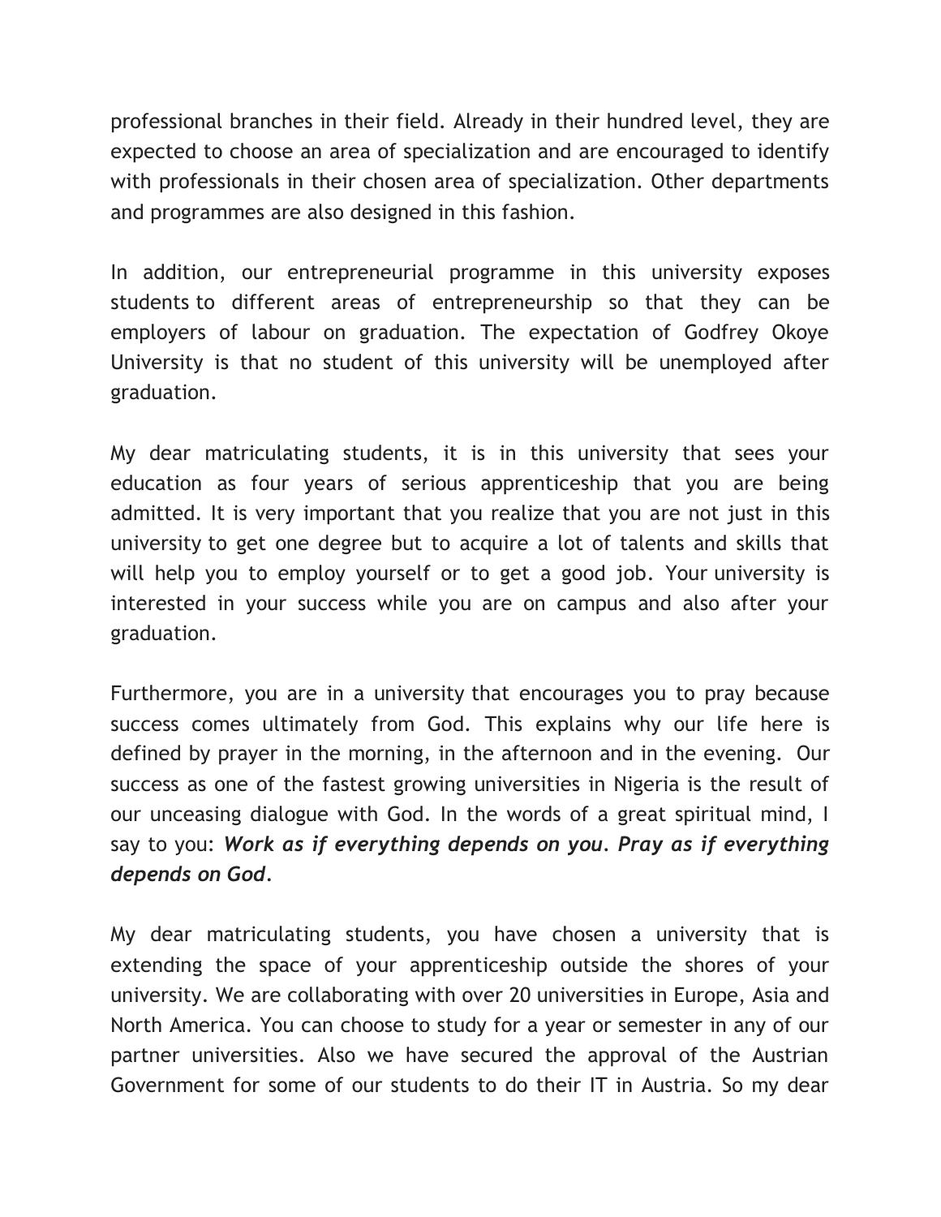professional branches in their field. Already in their hundred level, they are expected to choose an area of specialization and are encouraged to identify with professionals in their chosen area of specialization. Other departments and programmes are also designed in this fashion.

In addition, our entrepreneurial programme in this university exposes students to different areas of entrepreneurship so that they can be employers of labour on graduation. The expectation of Godfrey Okoye University is that no student of this university will be unemployed after graduation.

My dear matriculating students, it is in this university that sees your education as four years of serious apprenticeship that you are being admitted. It is very important that you realize that you are not just in this university to get one degree but to acquire a lot of talents and skills that will help you to employ yourself or to get a good job. Your university is interested in your success while you are on campus and also after your graduation.

Furthermore, you are in a university that encourages you to pray because success comes ultimately from God. This explains why our life here is defined by prayer in the morning, in the afternoon and in the evening. Our success as one of the fastest growing universities in Nigeria is the result of our unceasing dialogue with God. In the words of a great spiritual mind, I say to you: ***Work as if everything depends on you. Pray as if everything depends on God.***

My dear matriculating students, you have chosen a university that is extending the space of your apprenticeship outside the shores of your university. We are collaborating with over 20 universities in Europe, Asia and North America. You can choose to study for a year or semester in any of our partner universities. Also we have secured the approval of the Austrian Government for some of our students to do their IT in Austria. So my dear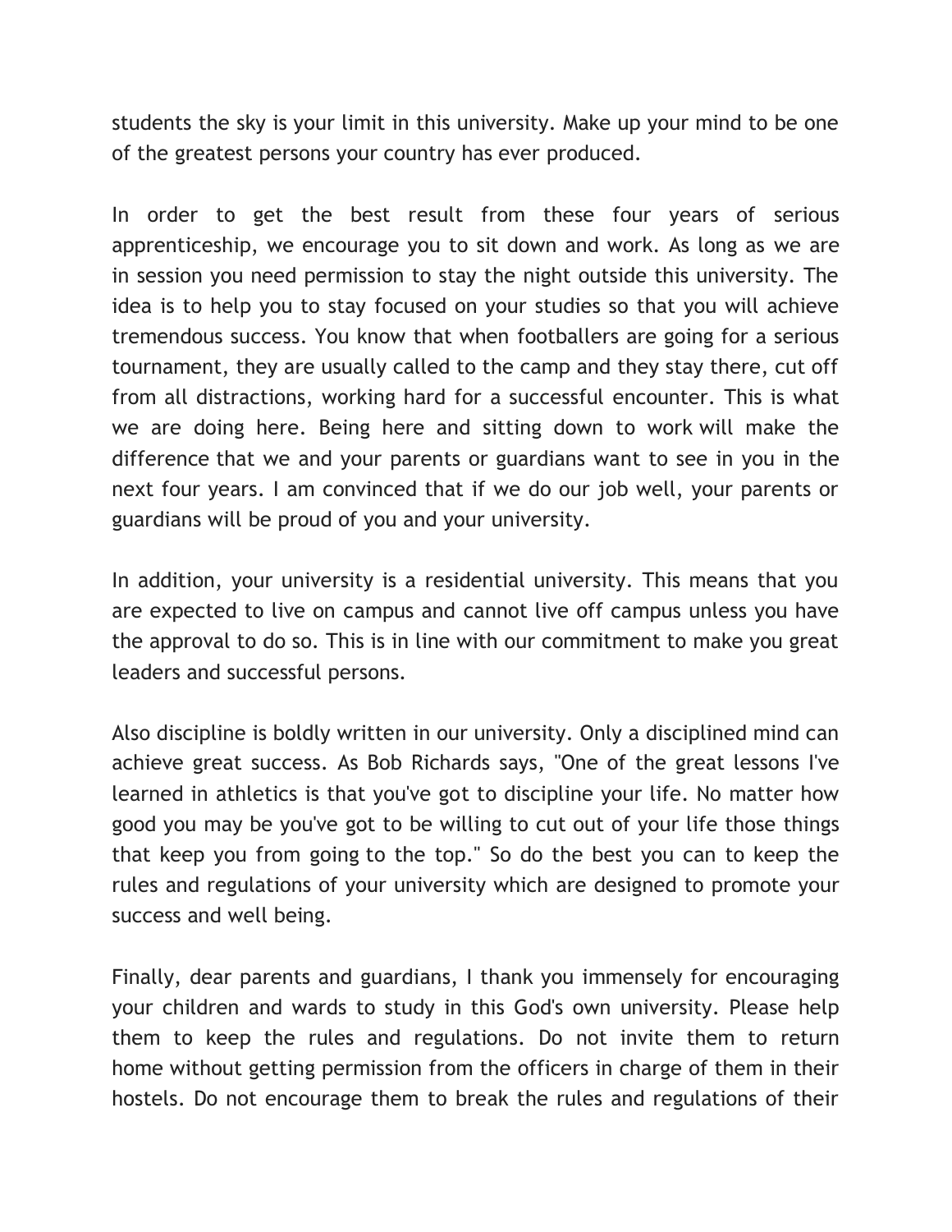students the sky is your limit in this university. Make up your mind to be one of the greatest persons your country has ever produced.

In order to get the best result from these four years of serious apprenticeship, we encourage you to sit down and work. As long as we are in session you need permission to stay the night outside this university. The idea is to help you to stay focused on your studies so that you will achieve tremendous success. You know that when footballers are going for a serious tournament, they are usually called to the camp and they stay there, cut off from all distractions, working hard for a successful encounter. This is what we are doing here. Being here and sitting down to work will make the difference that we and your parents or guardians want to see in you in the next four years. I am convinced that if we do our job well, your parents or guardians will be proud of you and your university.

In addition, your university is a residential university. This means that you are expected to live on campus and cannot live off campus unless you have the approval to do so. This is in line with our commitment to make you great leaders and successful persons.

Also discipline is boldly written in our university. Only a disciplined mind can achieve great success. As Bob Richards says, "One of the great lessons I've learned in athletics is that you've got to discipline your life. No matter how good you may be you've got to be willing to cut out of your life those things that keep you from going to the top." So do the best you can to keep the rules and regulations of your university which are designed to promote your success and well being.

Finally, dear parents and guardians, I thank you immensely for encouraging your children and wards to study in this God's own university. Please help them to keep the rules and regulations. Do not invite them to return home without getting permission from the officers in charge of them in their hostels. Do not encourage them to break the rules and regulations of their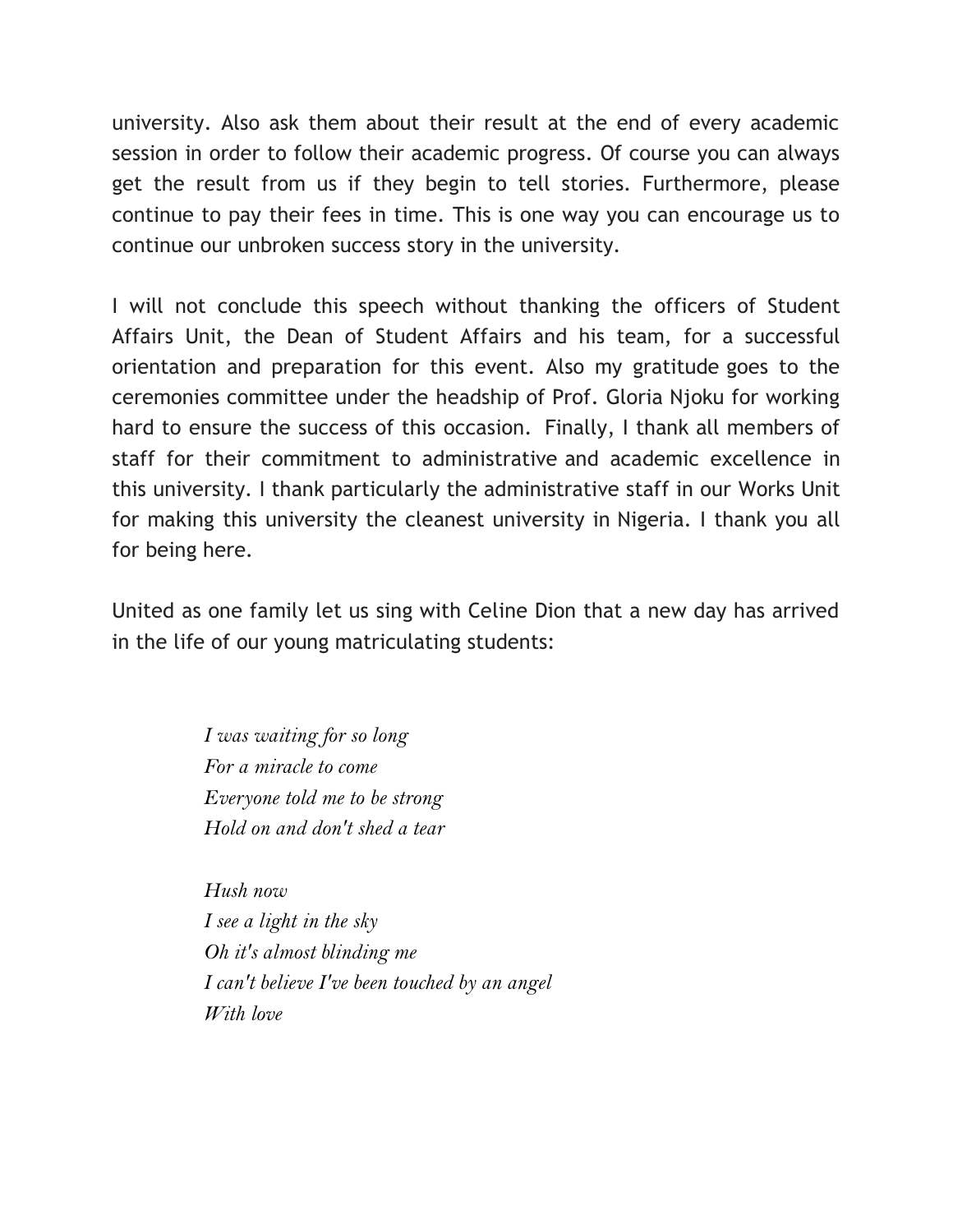university. Also ask them about their result at the end of every academic session in order to follow their academic progress. Of course you can always get the result from us if they begin to tell stories. Furthermore, please continue to pay their fees in time. This is one way you can encourage us to continue our unbroken success story in the university.

I will not conclude this speech without thanking the officers of Student Affairs Unit, the Dean of Student Affairs and his team, for a successful orientation and preparation for this event. Also my gratitude goes to the ceremonies committee under the headship of Prof. Gloria Njoku for working hard to ensure the success of this occasion. Finally, I thank all members of staff for their commitment to administrative and academic excellence in this university. I thank particularly the administrative staff in our Works Unit for making this university the cleanest university in Nigeria. I thank you all for being here.

United as one family let us sing with Celine Dion that a new day has arrived in the life of our young matriculating students:

> *I was waiting for so long*
> *For a miracle to come*
> *Everyone told me to be strong*
> *Hold on and don't shed a tear*
>
> *Hush now*
> *I see a light in the sky*
> *Oh it's almost blinding me*
> *I can't believe I've been touched by an angel*
> *With love*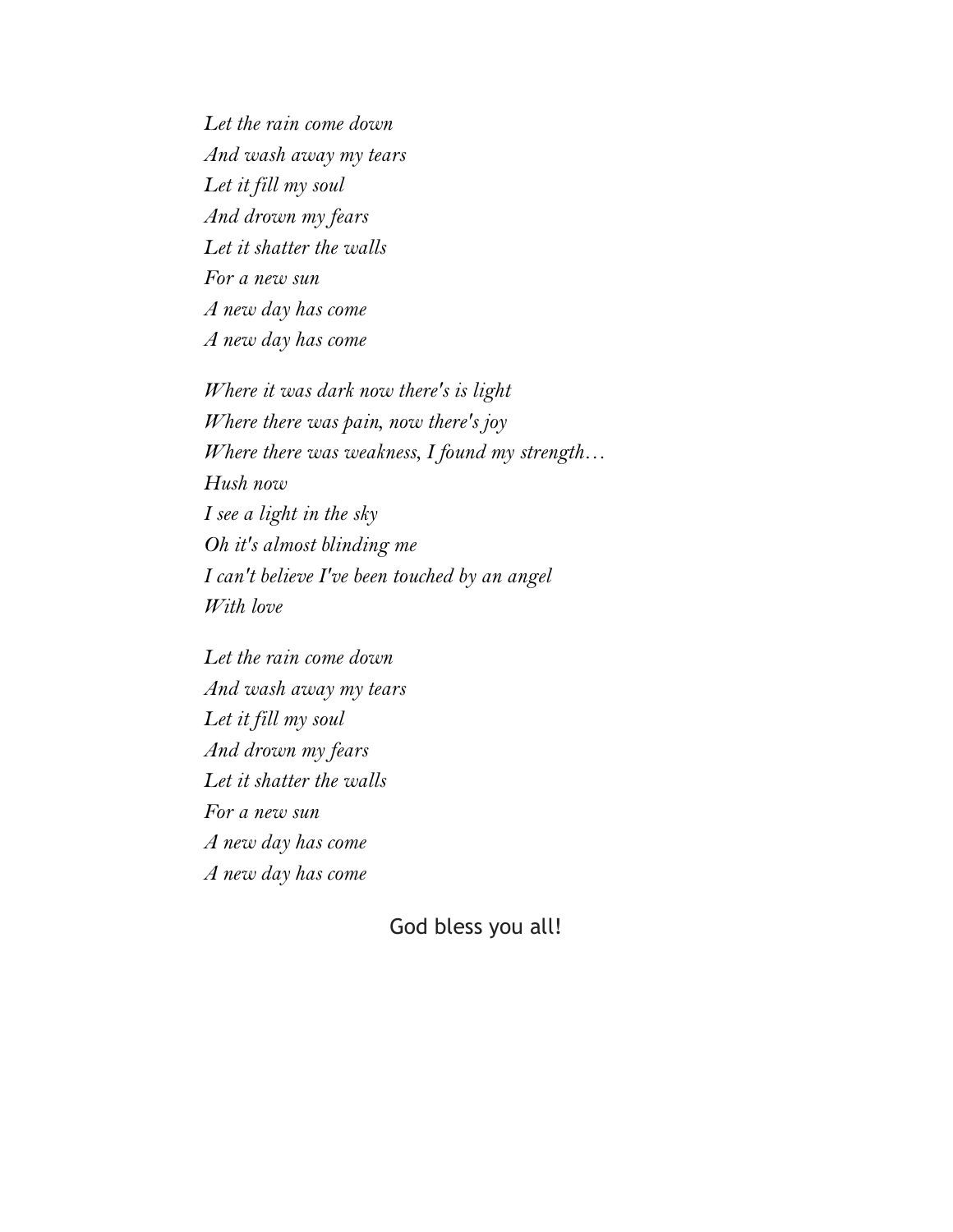*Let the rain come down*
*And wash away my tears*
*Let it fill my soul*
*And drown my fears*
*Let it shatter the walls*
*For a new sun*
*A new day has come*
*A new day has come*

*Where it was dark now there's is light*
*Where there was pain, now there's joy*
*Where there was weakness, I found my strength…*
*Hush now*
*I see a light in the sky*
*Oh it's almost blinding me*
*I can't believe I've been touched by an angel*
*With love*

*Let the rain come down*
*And wash away my tears*
*Let it fill my soul*
*And drown my fears*
*Let it shatter the walls*
*For a new sun*
*A new day has come*
*A new day has come*

God bless you all!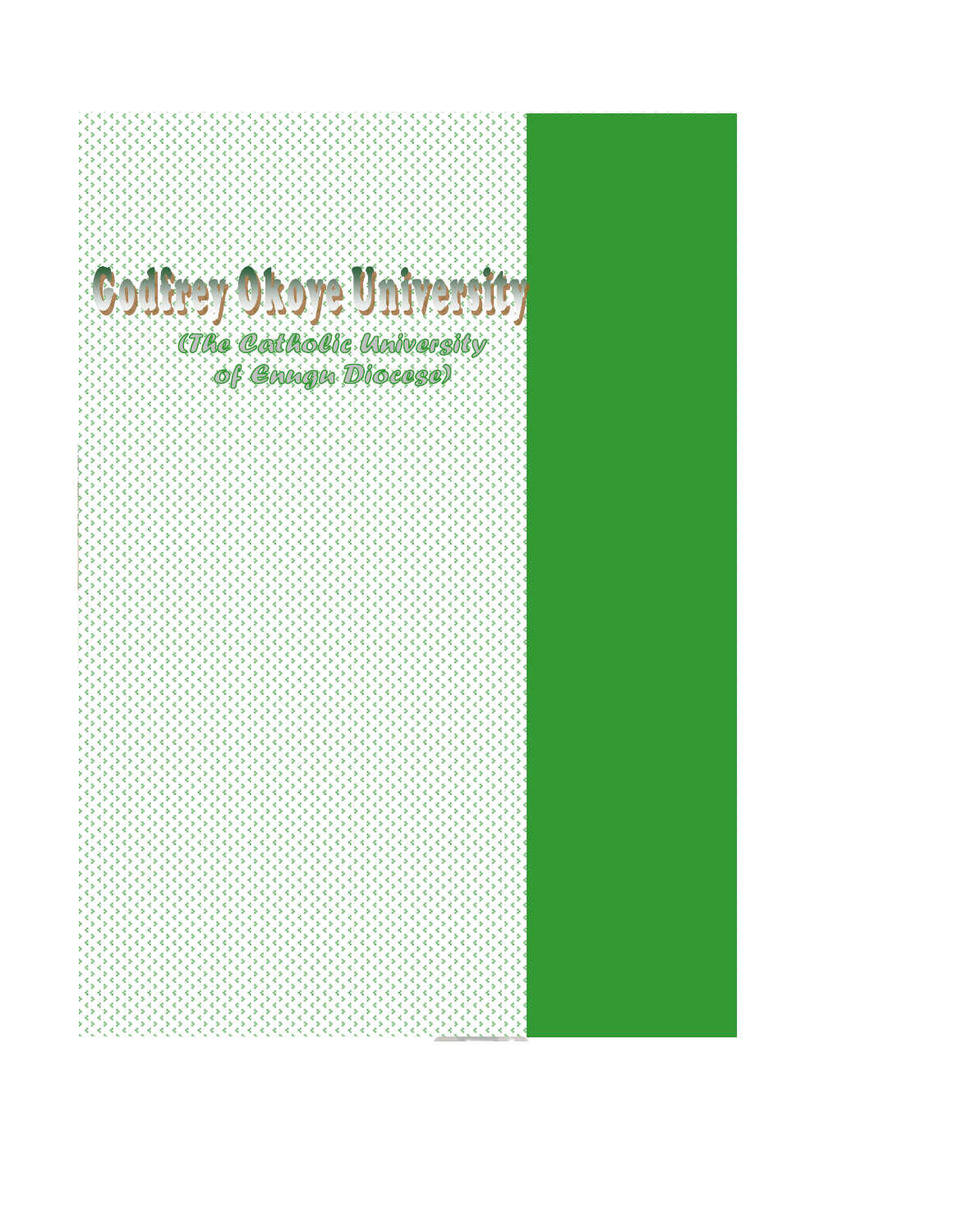# Godfrey Okoye University

*(The Catholic University of Enugu Diocese)*